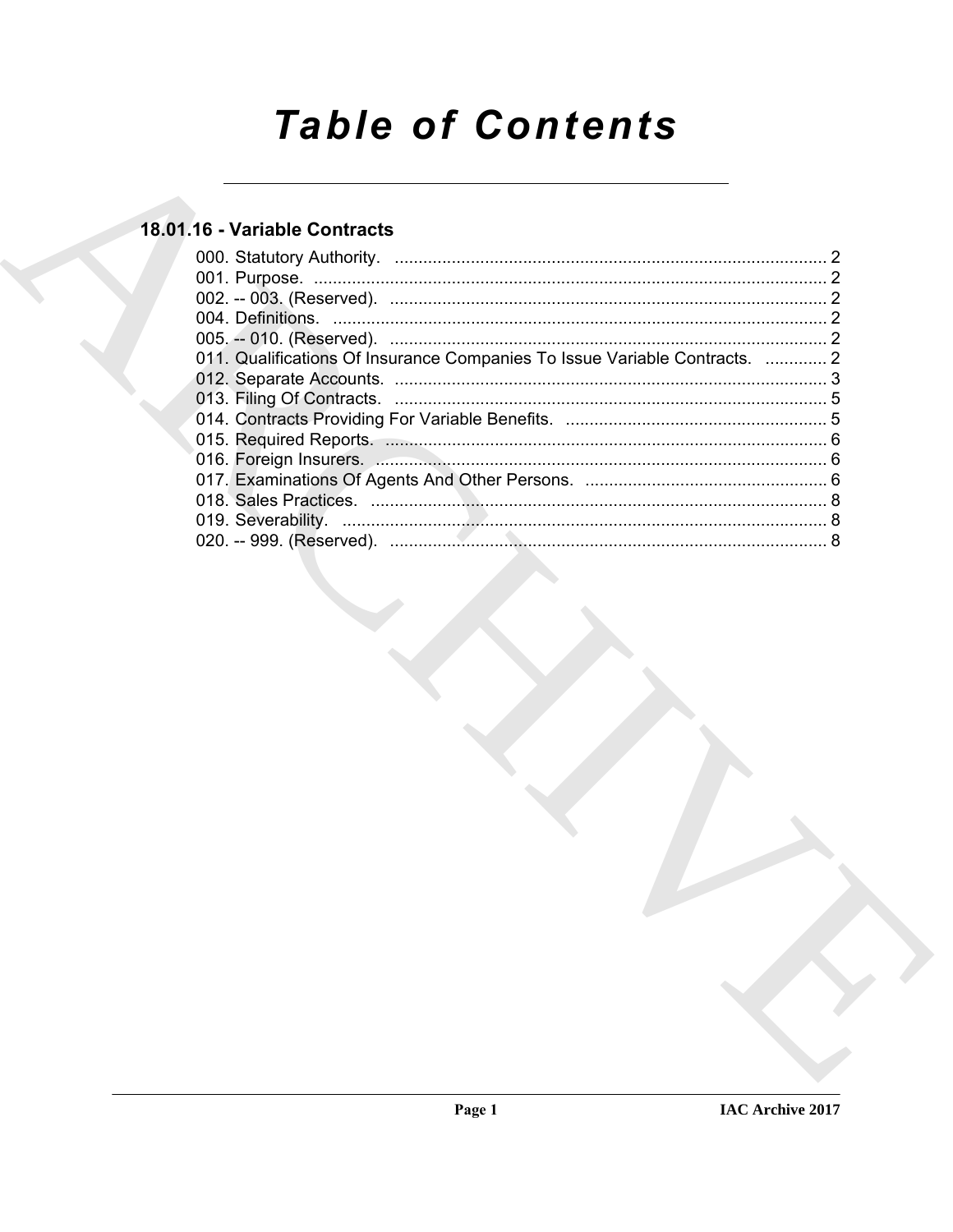# Table of Contents

## 18.01.16 - Variable Contracts

000. Statutory Authority. ........................................................................................... 2
001. Purpose. ............................................................................................................. 2
002. -- 003. (Reserved). ............................................................................................. 2
004. Definitions. ......................................................................................................... 2
005. -- 010. (Reserved). ............................................................................................. 2
011. Qualifications Of Insurance Companies To Issue Variable Contracts. ............. 2
012. Separate Accounts. ............................................................................................ 3
013. Filing Of Contracts. ............................................................................................ 5
014. Contracts Providing For Variable Benefits. ........................................................ 5
015. Required Reports. .............................................................................................. 6
016. Foreign Insurers. ................................................................................................ 6
017. Examinations Of Agents And Other Persons. .................................................... 6
018. Sales Practices. .................................................................................................. 8
019. Severability. ....................................................................................................... 8
020. -- 999. (Reserved). ............................................................................................. 8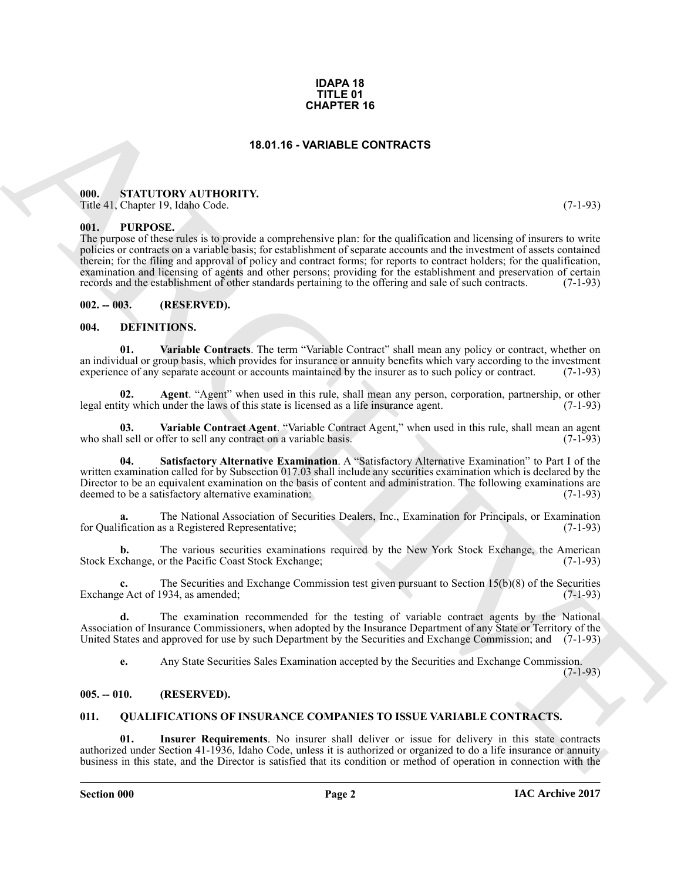**IDAPA 18**
**TITLE 01**
**CHAPTER 16**

# 18.01.16 - VARIABLE CONTRACTS

## 000. STATUTORY AUTHORITY.

Title 41, Chapter 19, Idaho Code. (7-1-93)

## 001. PURPOSE.

The purpose of these rules is to provide a comprehensive plan: for the qualification and licensing of insurers to write policies or contracts on a variable basis; for establishment of separate accounts and the investment of assets contained therein; for the filing and approval of policy and contract forms; for reports to contract holders; for the qualification, examination and licensing of agents and other persons; providing for the establishment and preservation of certain records and the establishment of other standards pertaining to the offering and sale of such contracts. (7-1-93)

## 002. -- 003. (RESERVED).

## 004. DEFINITIONS.

**01. Variable Contracts**. The term "Variable Contract" shall mean any policy or contract, whether on an individual or group basis, which provides for insurance or annuity benefits which vary according to the investment experience of any separate account or accounts maintained by the insurer as to such policy or contract. (7-1-93)

**02. Agent**. "Agent" when used in this rule, shall mean any person, corporation, partnership, or other legal entity which under the laws of this state is licensed as a life insurance agent. (7-1-93)

**03. Variable Contract Agent**. "Variable Contract Agent," when used in this rule, shall mean an agent who shall sell or offer to sell any contract on a variable basis. (7-1-93)

**04. Satisfactory Alternative Examination**. A "Satisfactory Alternative Examination" to Part I of the written examination called for by Subsection 017.03 shall include any securities examination which is declared by the Director to be an equivalent examination on the basis of content and administration. The following examinations are deemed to be a satisfactory alternative examination: (7-1-93)

**a.** The National Association of Securities Dealers, Inc., Examination for Principals, or Examination for Qualification as a Registered Representative; (7-1-93)

**b.** The various securities examinations required by the New York Stock Exchange, the American Stock Exchange, or the Pacific Coast Stock Exchange; (7-1-93)

**c.** The Securities and Exchange Commission test given pursuant to Section 15(b)(8) of the Securities Exchange Act of 1934, as amended; (7-1-93)

**d.** The examination recommended for the testing of variable contract agents by the National Association of Insurance Commissioners, when adopted by the Insurance Department of any State or Territory of the United States and approved for use by such Department by the Securities and Exchange Commission; and (7-1-93)

**e.** Any State Securities Sales Examination accepted by the Securities and Exchange Commission. (7-1-93)

## 005. -- 010. (RESERVED).

## 011. QUALIFICATIONS OF INSURANCE COMPANIES TO ISSUE VARIABLE CONTRACTS.

**01. Insurer Requirements**. No insurer shall deliver or issue for delivery in this state contracts authorized under Section 41-1936, Idaho Code, unless it is authorized or organized to do a life insurance or annuity business in this state, and the Director is satisfied that its condition or method of operation in connection with the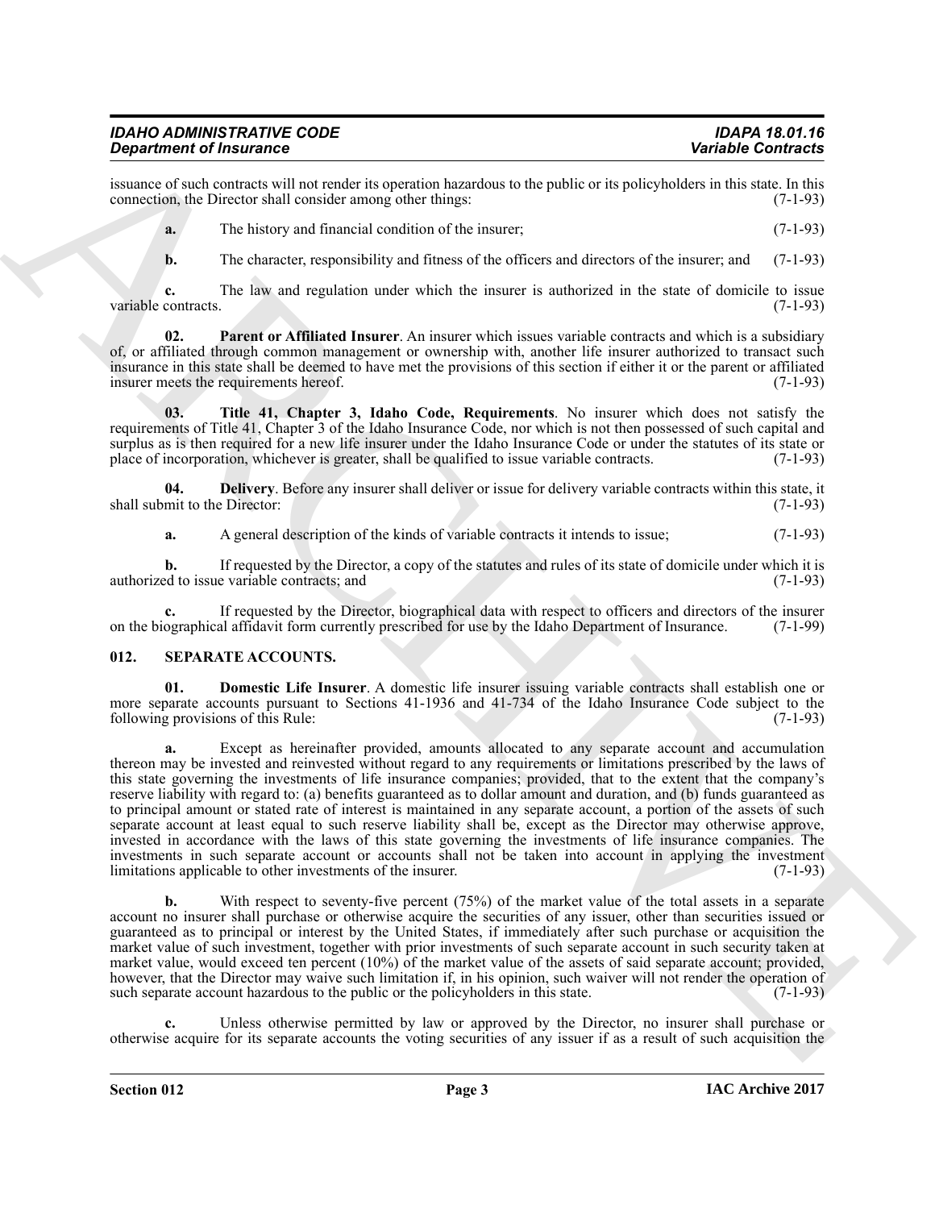issuance of such contracts will not render its operation hazardous to the public or its policyholders in this state. In this connection, the Director shall consider among other things: (7-1-93)

**a.** The history and financial condition of the insurer; (7-1-93)

**b.** The character, responsibility and fitness of the officers and directors of the insurer; and (7-1-93)

**c.** The law and regulation under which the insurer is authorized in the state of domicile to issue variable contracts. (7-1-93)

**02. Parent or Affiliated Insurer**. An insurer which issues variable contracts and which is a subsidiary of, or affiliated through common management or ownership with, another life insurer authorized to transact such insurance in this state shall be deemed to have met the provisions of this section if either it or the parent or affiliated insurer meets the requirements hereof. (7-1-93)

**03. Title 41, Chapter 3, Idaho Code, Requirements**. No insurer which does not satisfy the requirements of Title 41, Chapter 3 of the Idaho Insurance Code, nor which is not then possessed of such capital and surplus as is then required for a new life insurer under the Idaho Insurance Code or under the statutes of its state or place of incorporation, whichever is greater, shall be qualified to issue variable contracts. (7-1-93)

**04. Delivery**. Before any insurer shall deliver or issue for delivery variable contracts within this state, it shall submit to the Director: (7-1-93)

**a.** A general description of the kinds of variable contracts it intends to issue; (7-1-93)

**b.** If requested by the Director, a copy of the statutes and rules of its state of domicile under which it is authorized to issue variable contracts; and (7-1-93)

**c.** If requested by the Director, biographical data with respect to officers and directors of the insurer on the biographical affidavit form currently prescribed for use by the Idaho Department of Insurance. (7-1-99)

### 012. SEPARATE ACCOUNTS.

**01. Domestic Life Insurer**. A domestic life insurer issuing variable contracts shall establish one or more separate accounts pursuant to Sections 41-1936 and 41-734 of the Idaho Insurance Code subject to the following provisions of this Rule: (7-1-93)

**a.** Except as hereinafter provided, amounts allocated to any separate account and accumulation thereon may be invested and reinvested without regard to any requirements or limitations prescribed by the laws of this state governing the investments of life insurance companies; provided, that to the extent that the company's reserve liability with regard to: (a) benefits guaranteed as to dollar amount and duration, and (b) funds guaranteed as to principal amount or stated rate of interest is maintained in any separate account, a portion of the assets of such separate account at least equal to such reserve liability shall be, except as the Director may otherwise approve, invested in accordance with the laws of this state governing the investments of life insurance companies. The investments in such separate account or accounts shall not be taken into account in applying the investment limitations applicable to other investments of the insurer. (7-1-93)

**b.** With respect to seventy-five percent (75%) of the market value of the total assets in a separate account no insurer shall purchase or otherwise acquire the securities of any issuer, other than securities issued or guaranteed as to principal or interest by the United States, if immediately after such purchase or acquisition the market value of such investment, together with prior investments of such separate account in such security taken at market value, would exceed ten percent (10%) of the market value of the assets of said separate account; provided, however, that the Director may waive such limitation if, in his opinion, such waiver will not render the operation of such separate account hazardous to the public or the policyholders in this state. (7-1-93)

**c.** Unless otherwise permitted by law or approved by the Director, no insurer shall purchase or otherwise acquire for its separate accounts the voting securities of any issuer if as a result of such acquisition the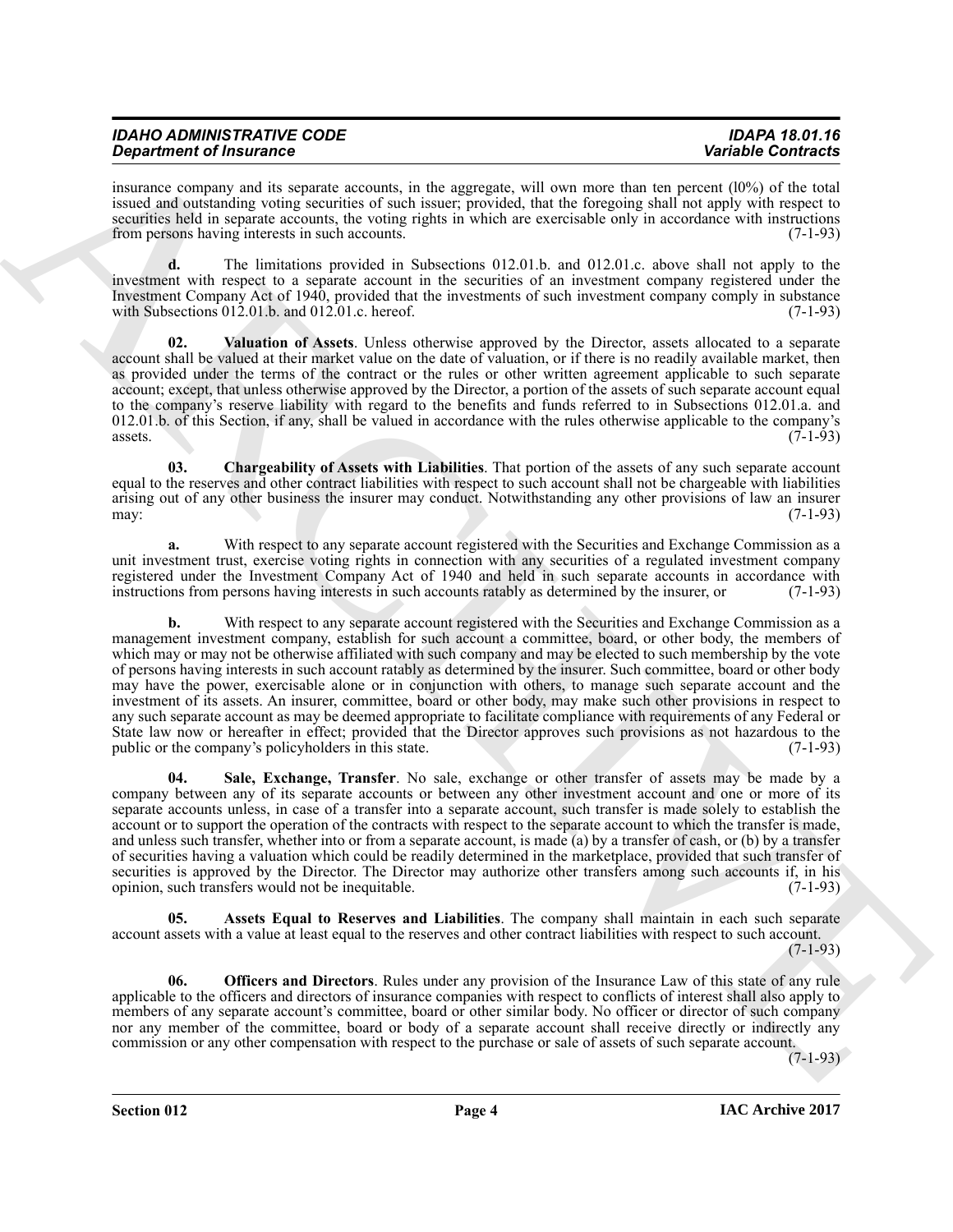insurance company and its separate accounts, in the aggregate, will own more than ten percent (l0%) of the total issued and outstanding voting securities of such issuer; provided, that the foregoing shall not apply with respect to securities held in separate accounts, the voting rights in which are exercisable only in accordance with instructions from persons having interests in such accounts. (7-1-93)

**d.** The limitations provided in Subsections 012.01.b. and 012.01.c. above shall not apply to the investment with respect to a separate account in the securities of an investment company registered under the Investment Company Act of 1940, provided that the investments of such investment company comply in substance with Subsections 012.01.b. and 012.01.c. hereof. (7-1-93)

**02. Valuation of Assets**. Unless otherwise approved by the Director, assets allocated to a separate account shall be valued at their market value on the date of valuation, or if there is no readily available market, then as provided under the terms of the contract or the rules or other written agreement applicable to such separate account; except, that unless otherwise approved by the Director, a portion of the assets of such separate account equal to the company's reserve liability with regard to the benefits and funds referred to in Subsections 012.01.a. and 012.01.b. of this Section, if any, shall be valued in accordance with the rules otherwise applicable to the company's assets. (7-1-93)

**03. Chargeability of Assets with Liabilities**. That portion of the assets of any such separate account equal to the reserves and other contract liabilities with respect to such account shall not be chargeable with liabilities arising out of any other business the insurer may conduct. Notwithstanding any other provisions of law an insurer may: (7-1-93)

**a.** With respect to any separate account registered with the Securities and Exchange Commission as a unit investment trust, exercise voting rights in connection with any securities of a regulated investment company registered under the Investment Company Act of 1940 and held in such separate accounts in accordance with instructions from persons having interests in such accounts ratably as determined by the insurer, or (7-1-93)

**b.** With respect to any separate account registered with the Securities and Exchange Commission as a management investment company, establish for such account a committee, board, or other body, the members of which may or may not be otherwise affiliated with such company and may be elected to such membership by the vote of persons having interests in such account ratably as determined by the insurer. Such committee, board or other body may have the power, exercisable alone or in conjunction with others, to manage such separate account and the investment of its assets. An insurer, committee, board or other body, may make such other provisions in respect to any such separate account as may be deemed appropriate to facilitate compliance with requirements of any Federal or State law now or hereafter in effect; provided that the Director approves such provisions as not hazardous to the public or the company's policyholders in this state. (7-1-93)

**04. Sale, Exchange, Transfer**. No sale, exchange or other transfer of assets may be made by a company between any of its separate accounts or between any other investment account and one or more of its separate accounts unless, in case of a transfer into a separate account, such transfer is made solely to establish the account or to support the operation of the contracts with respect to the separate account to which the transfer is made, and unless such transfer, whether into or from a separate account, is made (a) by a transfer of cash, or (b) by a transfer of securities having a valuation which could be readily determined in the marketplace, provided that such transfer of securities is approved by the Director. The Director may authorize other transfers among such accounts if, in his opinion, such transfers would not be inequitable. (7-1-93)

**05. Assets Equal to Reserves and Liabilities**. The company shall maintain in each such separate account assets with a value at least equal to the reserves and other contract liabilities with respect to such account. (7-1-93)

**06. Officers and Directors**. Rules under any provision of the Insurance Law of this state of any rule applicable to the officers and directors of insurance companies with respect to conflicts of interest shall also apply to members of any separate account's committee, board or other similar body. No officer or director of such company nor any member of the committee, board or body of a separate account shall receive directly or indirectly any commission or any other compensation with respect to the purchase or sale of assets of such separate account. (7-1-93)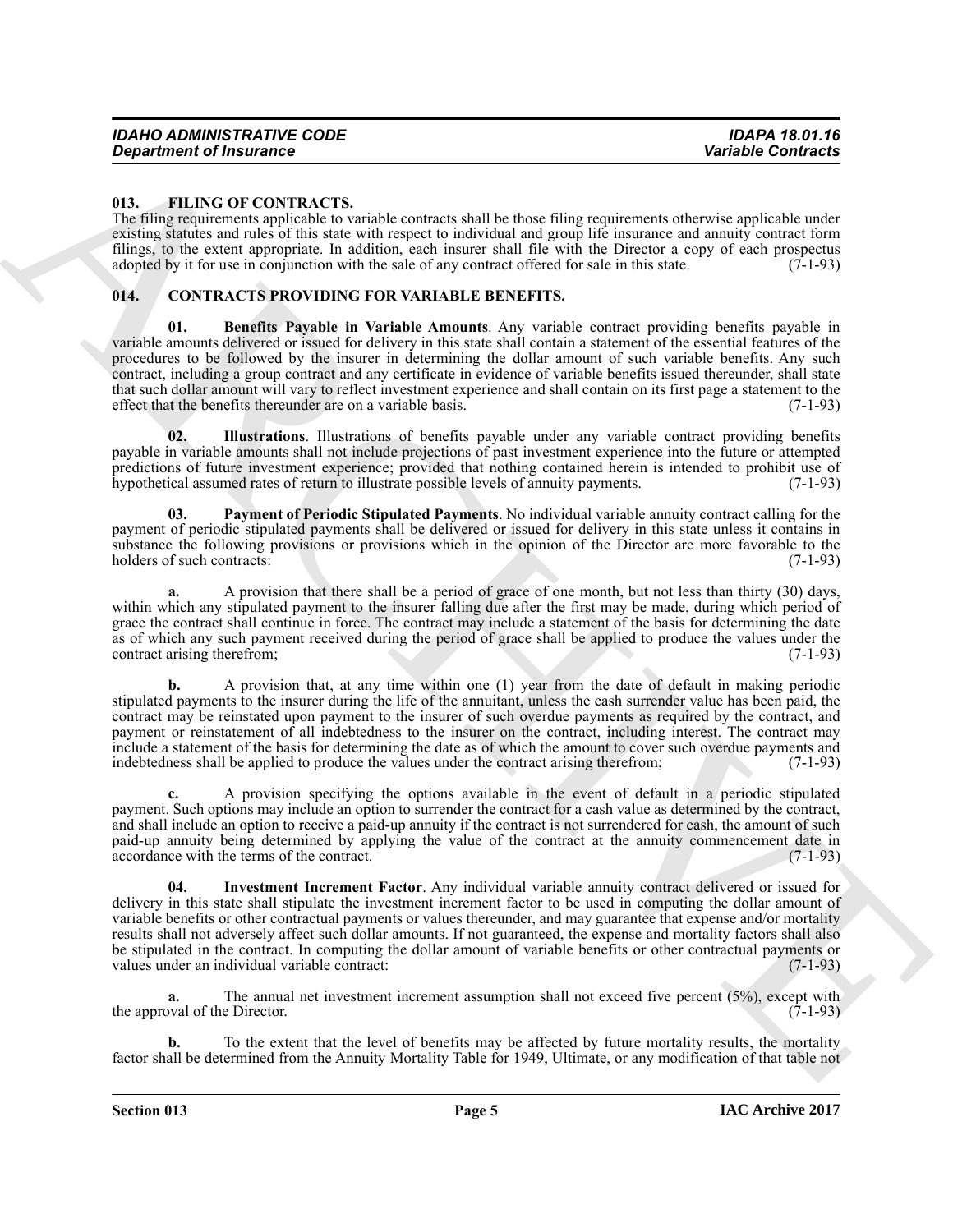## 013. FILING OF CONTRACTS.

The filing requirements applicable to variable contracts shall be those filing requirements otherwise applicable under existing statutes and rules of this state with respect to individual and group life insurance and annuity contract form filings, to the extent appropriate. In addition, each insurer shall file with the Director a copy of each prospectus adopted by it for use in conjunction with the sale of any contract offered for sale in this state. (7-1-93)

## 014. CONTRACTS PROVIDING FOR VARIABLE BENEFITS.

**01. Benefits Payable in Variable Amounts**. Any variable contract providing benefits payable in variable amounts delivered or issued for delivery in this state shall contain a statement of the essential features of the procedures to be followed by the insurer in determining the dollar amount of such variable benefits. Any such contract, including a group contract and any certificate in evidence of variable benefits issued thereunder, shall state that such dollar amount will vary to reflect investment experience and shall contain on its first page a statement to the effect that the benefits thereunder are on a variable basis. (7-1-93)

**02. Illustrations**. Illustrations of benefits payable under any variable contract providing benefits payable in variable amounts shall not include projections of past investment experience into the future or attempted predictions of future investment experience; provided that nothing contained herein is intended to prohibit use of hypothetical assumed rates of return to illustrate possible levels of annuity payments. (7-1-93)

**03. Payment of Periodic Stipulated Payments**. No individual variable annuity contract calling for the payment of periodic stipulated payments shall be delivered or issued for delivery in this state unless it contains in substance the following provisions or provisions which in the opinion of the Director are more favorable to the holders of such contracts: (7-1-93)

**a.** A provision that there shall be a period of grace of one month, but not less than thirty (30) days, within which any stipulated payment to the insurer falling due after the first may be made, during which period of grace the contract shall continue in force. The contract may include a statement of the basis for determining the date as of which any such payment received during the period of grace shall be applied to produce the values under the contract arising therefrom; (7-1-93)

**b.** A provision that, at any time within one (1) year from the date of default in making periodic stipulated payments to the insurer during the life of the annuitant, unless the cash surrender value has been paid, the contract may be reinstated upon payment to the insurer of such overdue payments as required by the contract, and payment or reinstatement of all indebtedness to the insurer on the contract, including interest. The contract may include a statement of the basis for determining the date as of which the amount to cover such overdue payments and indebtedness shall be applied to produce the values under the contract arising therefrom; (7-1-93)

**c.** A provision specifying the options available in the event of default in a periodic stipulated payment. Such options may include an option to surrender the contract for a cash value as determined by the contract, and shall include an option to receive a paid-up annuity if the contract is not surrendered for cash, the amount of such paid-up annuity being determined by applying the value of the contract at the annuity commencement date in accordance with the terms of the contract. (7-1-93)

**04. Investment Increment Factor**. Any individual variable annuity contract delivered or issued for delivery in this state shall stipulate the investment increment factor to be used in computing the dollar amount of variable benefits or other contractual payments or values thereunder, and may guarantee that expense and/or mortality results shall not adversely affect such dollar amounts. If not guaranteed, the expense and mortality factors shall also be stipulated in the contract. In computing the dollar amount of variable benefits or other contractual payments or values under an individual variable contract: (7-1-93)

**a.** The annual net investment increment assumption shall not exceed five percent (5%), except with the approval of the Director. (7-1-93)

**b.** To the extent that the level of benefits may be affected by future mortality results, the mortality factor shall be determined from the Annuity Mortality Table for 1949, Ultimate, or any modification of that table not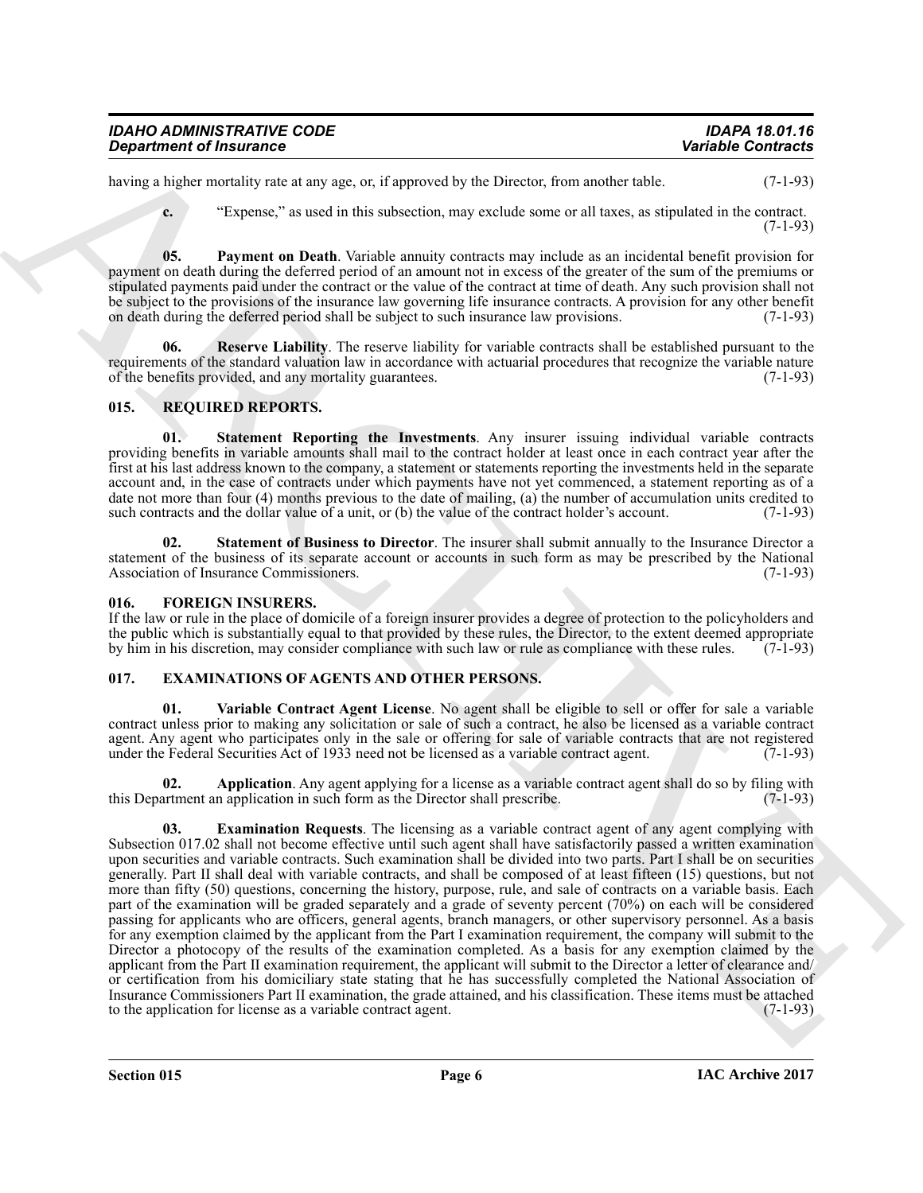having a higher mortality rate at any age, or, if approved by the Director, from another table. (7-1-93)

**c.** "Expense," as used in this subsection, may exclude some or all taxes, as stipulated in the contract. (7-1-93)

**05. Payment on Death**. Variable annuity contracts may include as an incidental benefit provision for payment on death during the deferred period of an amount not in excess of the greater of the sum of the premiums or stipulated payments paid under the contract or the value of the contract at time of death. Any such provision shall not be subject to the provisions of the insurance law governing life insurance contracts. A provision for any other benefit on death during the deferred period shall be subject to such insurance law provisions. (7-1-93)

**06. Reserve Liability**. The reserve liability for variable contracts shall be established pursuant to the requirements of the standard valuation law in accordance with actuarial procedures that recognize the variable nature of the benefits provided, and any mortality guarantees. (7-1-93)

## 015. REQUIRED REPORTS.

**01. Statement Reporting the Investments**. Any insurer issuing individual variable contracts providing benefits in variable amounts shall mail to the contract holder at least once in each contract year after the first at his last address known to the company, a statement or statements reporting the investments held in the separate account and, in the case of contracts under which payments have not yet commenced, a statement reporting as of a date not more than four (4) months previous to the date of mailing, (a) the number of accumulation units credited to such contracts and the dollar value of a unit, or (b) the value of the contract holder's account. (7-1-93)

**02. Statement of Business to Director**. The insurer shall submit annually to the Insurance Director a statement of the business of its separate account or accounts in such form as may be prescribed by the National Association of Insurance Commissioners. (7-1-93)

## 016. FOREIGN INSURERS.

If the law or rule in the place of domicile of a foreign insurer provides a degree of protection to the policyholders and the public which is substantially equal to that provided by these rules, the Director, to the extent deemed appropriate by him in his discretion, may consider compliance with such law or rule as compliance with these rules. (7-1-93)

## 017. EXAMINATIONS OF AGENTS AND OTHER PERSONS.

**01. Variable Contract Agent License**. No agent shall be eligible to sell or offer for sale a variable contract unless prior to making any solicitation or sale of such a contract, he also be licensed as a variable contract agent. Any agent who participates only in the sale or offering for sale of variable contracts that are not registered under the Federal Securities Act of 1933 need not be licensed as a variable contract agent. (7-1-93)

**02. Application**. Any agent applying for a license as a variable contract agent shall do so by filing with this Department an application in such form as the Director shall prescribe. (7-1-93)

**03. Examination Requests**. The licensing as a variable contract agent of any agent complying with Subsection 017.02 shall not become effective until such agent shall have satisfactorily passed a written examination upon securities and variable contracts. Such examination shall be divided into two parts. Part I shall be on securities generally. Part II shall deal with variable contracts, and shall be composed of at least fifteen (15) questions, but not more than fifty (50) questions, concerning the history, purpose, rule, and sale of contracts on a variable basis. Each part of the examination will be graded separately and a grade of seventy percent (70%) on each will be considered passing for applicants who are officers, general agents, branch managers, or other supervisory personnel. As a basis for any exemption claimed by the applicant from the Part I examination requirement, the company will submit to the Director a photocopy of the results of the examination completed. As a basis for any exemption claimed by the applicant from the Part II examination requirement, the applicant will submit to the Director a letter of clearance and/or certification from his domiciliary state stating that he has successfully completed the National Association of Insurance Commissioners Part II examination, the grade attained, and his classification. These items must be attached to the application for license as a variable contract agent. (7-1-93)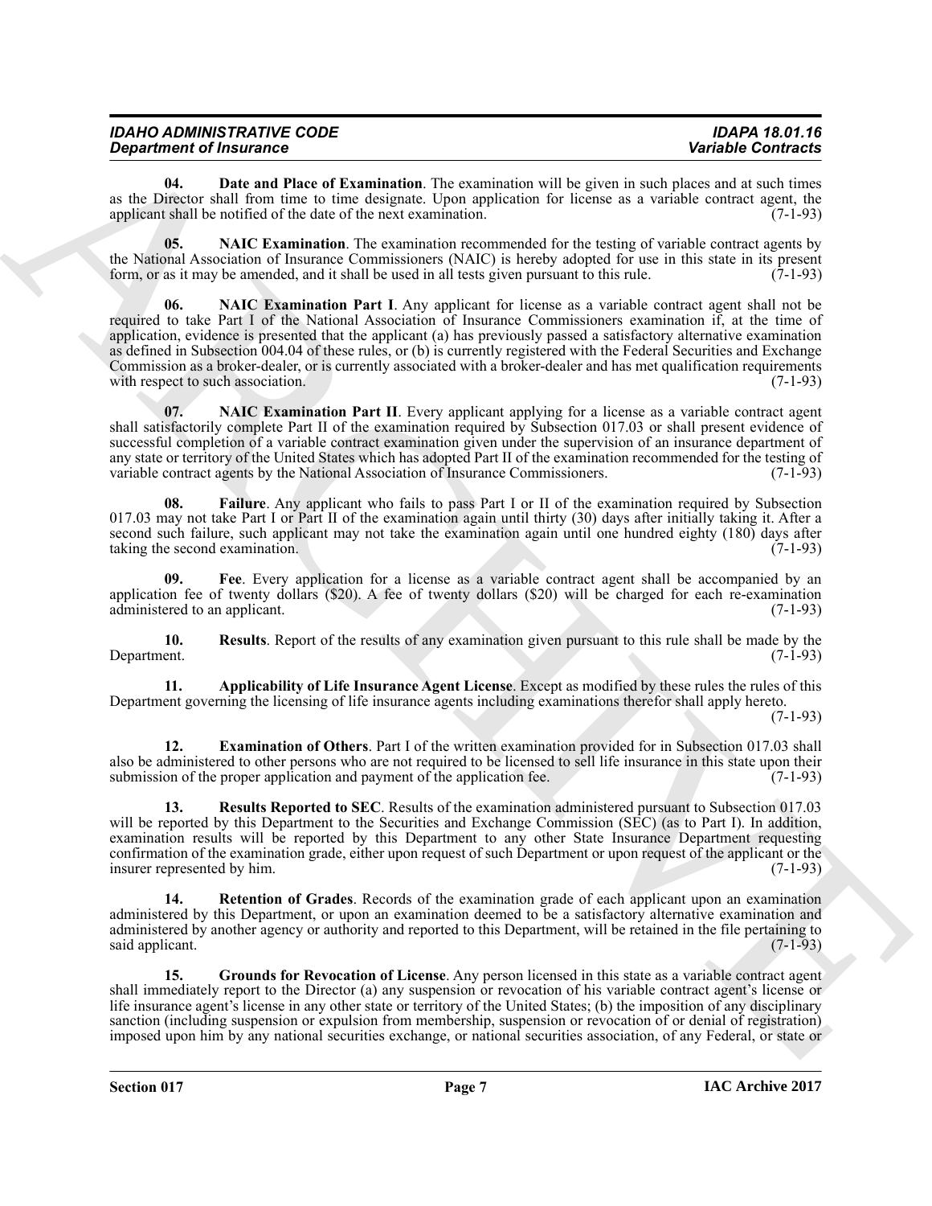**04. Date and Place of Examination**. The examination will be given in such places and at such times as the Director shall from time to time designate. Upon application for license as a variable contract agent, the applicant shall be notified of the date of the next examination. (7-1-93)

**05. NAIC Examination**. The examination recommended for the testing of variable contract agents by the National Association of Insurance Commissioners (NAIC) is hereby adopted for use in this state in its present form, or as it may be amended, and it shall be used in all tests given pursuant to this rule. (7-1-93)

**06. NAIC Examination Part I**. Any applicant for license as a variable contract agent shall not be required to take Part I of the National Association of Insurance Commissioners examination if, at the time of application, evidence is presented that the applicant (a) has previously passed a satisfactory alternative examination as defined in Subsection 004.04 of these rules, or (b) is currently registered with the Federal Securities and Exchange Commission as a broker-dealer, or is currently associated with a broker-dealer and has met qualification requirements with respect to such association. (7-1-93)

**07. NAIC Examination Part II**. Every applicant applying for a license as a variable contract agent shall satisfactorily complete Part II of the examination required by Subsection 017.03 or shall present evidence of successful completion of a variable contract examination given under the supervision of an insurance department of any state or territory of the United States which has adopted Part II of the examination recommended for the testing of variable contract agents by the National Association of Insurance Commissioners. (7-1-93)

**08. Failure**. Any applicant who fails to pass Part I or II of the examination required by Subsection 017.03 may not take Part I or Part II of the examination again until thirty (30) days after initially taking it. After a second such failure, such applicant may not take the examination again until one hundred eighty (180) days after taking the second examination. (7-1-93)

**09. Fee**. Every application for a license as a variable contract agent shall be accompanied by an application fee of twenty dollars ($20). A fee of twenty dollars ($20) will be charged for each re-examination administered to an applicant. (7-1-93)

**10. Results**. Report of the results of any examination given pursuant to this rule shall be made by the Department. (7-1-93)

**11. Applicability of Life Insurance Agent License**. Except as modified by these rules the rules of this Department governing the licensing of life insurance agents including examinations therefor shall apply hereto. (7-1-93)

**12. Examination of Others**. Part I of the written examination provided for in Subsection 017.03 shall also be administered to other persons who are not required to be licensed to sell life insurance in this state upon their submission of the proper application and payment of the application fee. (7-1-93)

**13. Results Reported to SEC**. Results of the examination administered pursuant to Subsection 017.03 will be reported by this Department to the Securities and Exchange Commission (SEC) (as to Part I). In addition, examination results will be reported by this Department to any other State Insurance Department requesting confirmation of the examination grade, either upon request of such Department or upon request of the applicant or the insurer represented by him. (7-1-93)

**14. Retention of Grades**. Records of the examination grade of each applicant upon an examination administered by this Department, or upon an examination deemed to be a satisfactory alternative examination and administered by another agency or authority and reported to this Department, will be retained in the file pertaining to said applicant. (7-1-93)

**15. Grounds for Revocation of License**. Any person licensed in this state as a variable contract agent shall immediately report to the Director (a) any suspension or revocation of his variable contract agent's license or life insurance agent's license in any other state or territory of the United States; (b) the imposition of any disciplinary sanction (including suspension or expulsion from membership, suspension or revocation of or denial of registration) imposed upon him by any national securities exchange, or national securities association, of any Federal, or state or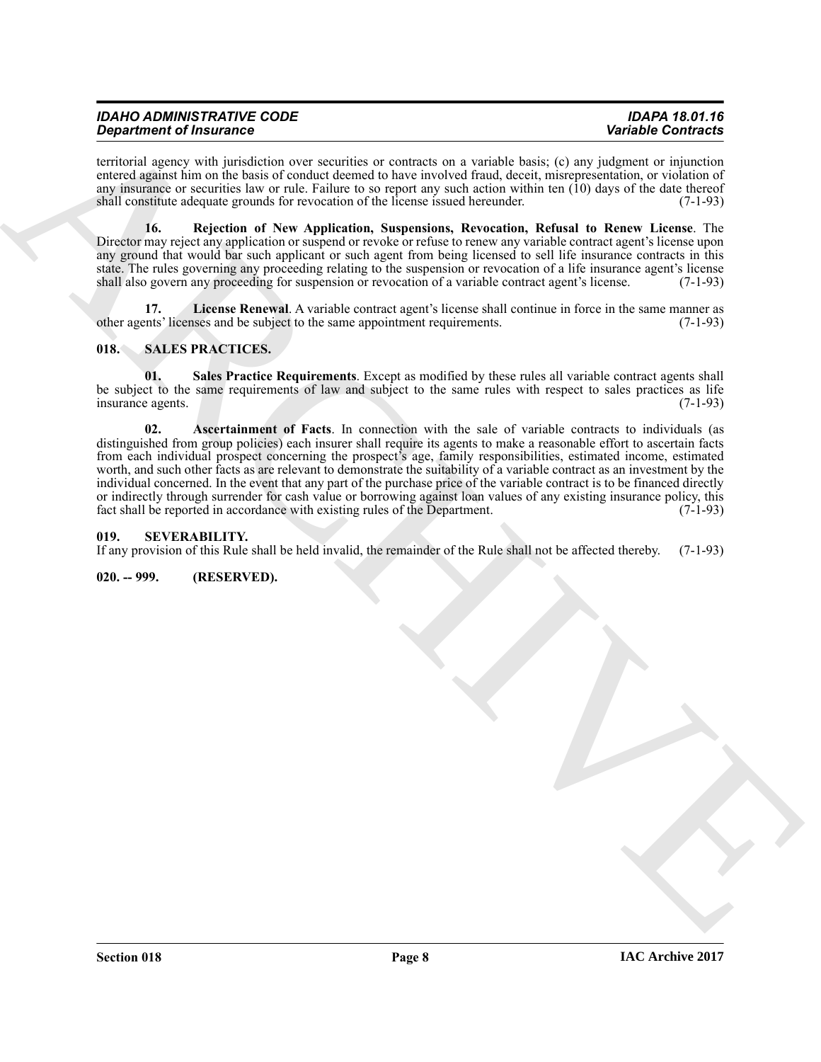territorial agency with jurisdiction over securities or contracts on a variable basis; (c) any judgment or injunction entered against him on the basis of conduct deemed to have involved fraud, deceit, misrepresentation, or violation of any insurance or securities law or rule. Failure to so report any such action within ten (10) days of the date thereof shall constitute adequate grounds for revocation of the license issued hereunder. (7-1-93)

**16. Rejection of New Application, Suspensions, Revocation, Refusal to Renew License**. The Director may reject any application or suspend or revoke or refuse to renew any variable contract agent's license upon any ground that would bar such applicant or such agent from being licensed to sell life insurance contracts in this state. The rules governing any proceeding relating to the suspension or revocation of a life insurance agent's license shall also govern any proceeding for suspension or revocation of a variable contract agent's license. (7-1-93)

**17. License Renewal**. A variable contract agent's license shall continue in force in the same manner as other agents' licenses and be subject to the same appointment requirements. (7-1-93)

## 018. SALES PRACTICES.

**01. Sales Practice Requirements**. Except as modified by these rules all variable contract agents shall be subject to the same requirements of law and subject to the same rules with respect to sales practices as life insurance agents. (7-1-93)

**02. Ascertainment of Facts**. In connection with the sale of variable contracts to individuals (as distinguished from group policies) each insurer shall require its agents to make a reasonable effort to ascertain facts from each individual prospect concerning the prospect's age, family responsibilities, estimated income, estimated worth, and such other facts as are relevant to demonstrate the suitability of a variable contract as an investment by the individual concerned. In the event that any part of the purchase price of the variable contract is to be financed directly or indirectly through surrender for cash value or borrowing against loan values of any existing insurance policy, this fact shall be reported in accordance with existing rules of the Department. (7-1-93)

## 019. SEVERABILITY.

If any provision of this Rule shall be held invalid, the remainder of the Rule shall not be affected thereby. (7-1-93)

## 020. -- 999. (RESERVED).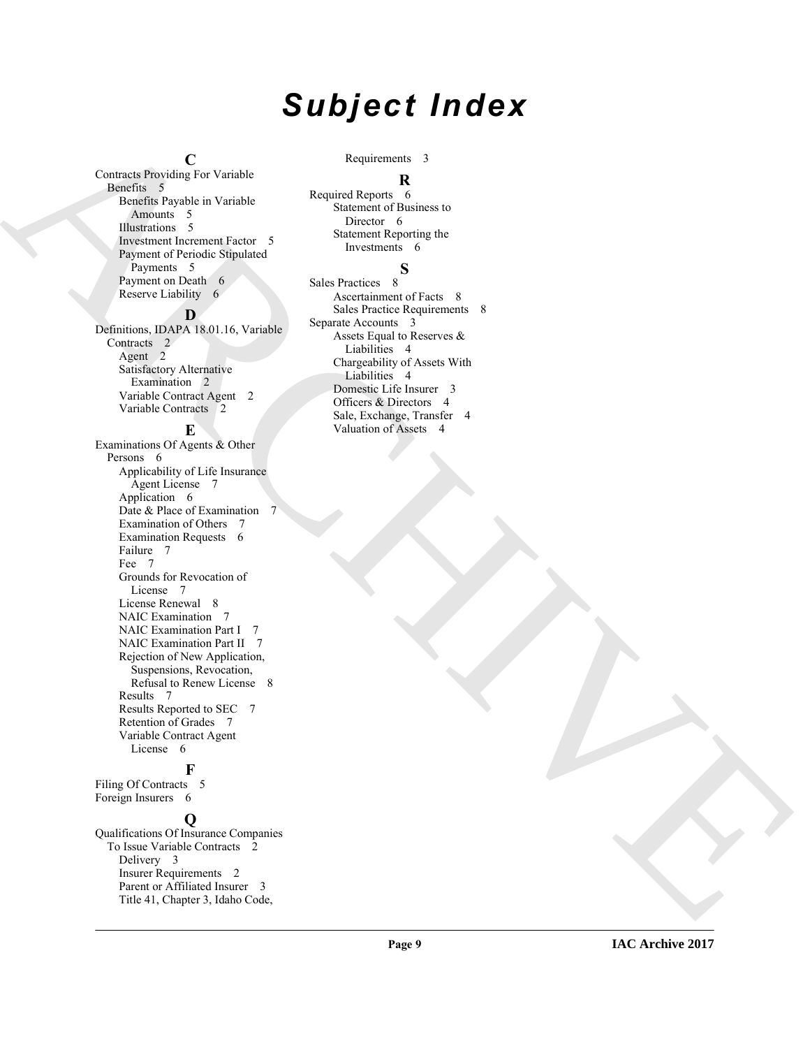# Subject Index

**C**

Contracts Providing For Variable Benefits 5
- Benefits Payable in Variable Amounts 5
- Illustrations 5
- Investment Increment Factor 5
- Payment of Periodic Stipulated Payments 5
- Payment on Death 6
- Reserve Liability 6

**D**

Definitions, IDAPA 18.01.16, Variable Contracts 2
- Agent 2
- Satisfactory Alternative Examination 2
- Variable Contract Agent 2
- Variable Contracts 2

**E**

Examinations Of Agents & Other Persons 6
- Applicability of Life Insurance Agent License 7
- Application 6
- Date & Place of Examination 7
- Examination of Others 7
- Examination Requests 6
- Failure 7
- Fee 7
- Grounds for Revocation of License 7
- License Renewal 8
- NAIC Examination 7
- NAIC Examination Part I 7
- NAIC Examination Part II 7
- Rejection of New Application, Suspensions, Revocation, Refusal to Renew License 8
- Results 7
- Results Reported to SEC 7
- Retention of Grades 7
- Variable Contract Agent License 6

**F**

Filing Of Contracts 5

Foreign Insurers 6

**Q**

Qualifications Of Insurance Companies To Issue Variable Contracts 2
- Delivery 3
- Insurer Requirements 2
- Parent or Affiliated Insurer 3
- Title 41, Chapter 3, Idaho Code, Requirements 3

**R**

Required Reports 6
- Statement of Business to Director 6
- Statement Reporting the Investments 6

**S**

Sales Practices 8
- Ascertainment of Facts 8
- Sales Practice Requirements 8

Separate Accounts 3
- Assets Equal to Reserves & Liabilities 4
- Chargeability of Assets With Liabilities 4
- Domestic Life Insurer 3
- Officers & Directors 4
- Sale, Exchange, Transfer 4
- Valuation of Assets 4